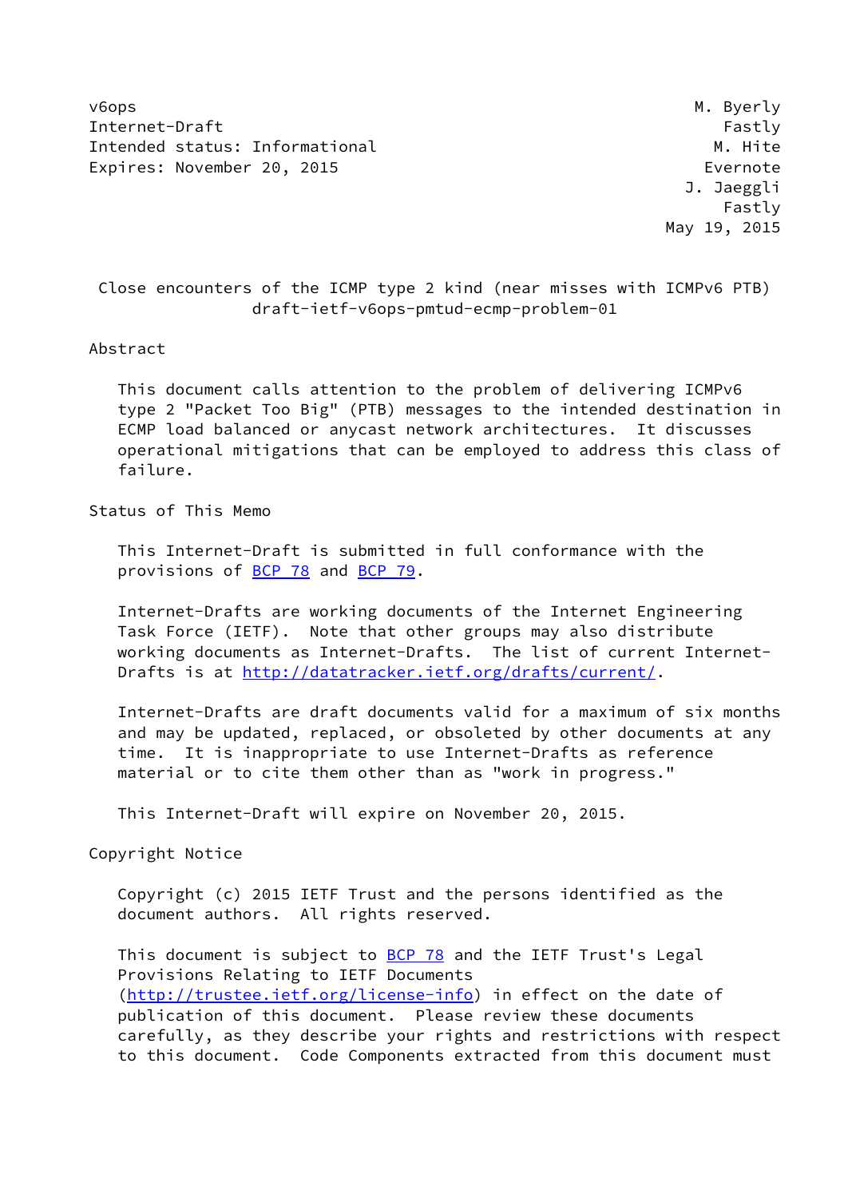v6ops M. Byerly
Internet-Draft Fastly
Intended status: Informational M. Hite
Expires: November 20, 2015 Evernote
J. Jaeggli
Fastly
May 19, 2015

# Close encounters of the ICMP type 2 kind (near misses with ICMPv6 PTB)
## draft-ietf-v6ops-pmtud-ecmp-problem-01

## Abstract

This document calls attention to the problem of delivering ICMPv6 type 2 "Packet Too Big" (PTB) messages to the intended destination in ECMP load balanced or anycast network architectures. It discusses operational mitigations that can be employed to address this class of failure.

## Status of This Memo

This Internet-Draft is submitted in full conformance with the provisions of BCP 78 and BCP 79.

Internet-Drafts are working documents of the Internet Engineering Task Force (IETF). Note that other groups may also distribute working documents as Internet-Drafts. The list of current Internet-Drafts is at http://datatracker.ietf.org/drafts/current/.

Internet-Drafts are draft documents valid for a maximum of six months and may be updated, replaced, or obsoleted by other documents at any time. It is inappropriate to use Internet-Drafts as reference material or to cite them other than as "work in progress."

This Internet-Draft will expire on November 20, 2015.

## Copyright Notice

Copyright (c) 2015 IETF Trust and the persons identified as the document authors. All rights reserved.

This document is subject to BCP 78 and the IETF Trust's Legal Provisions Relating to IETF Documents (http://trustee.ietf.org/license-info) in effect on the date of publication of this document. Please review these documents carefully, as they describe your rights and restrictions with respect to this document. Code Components extracted from this document must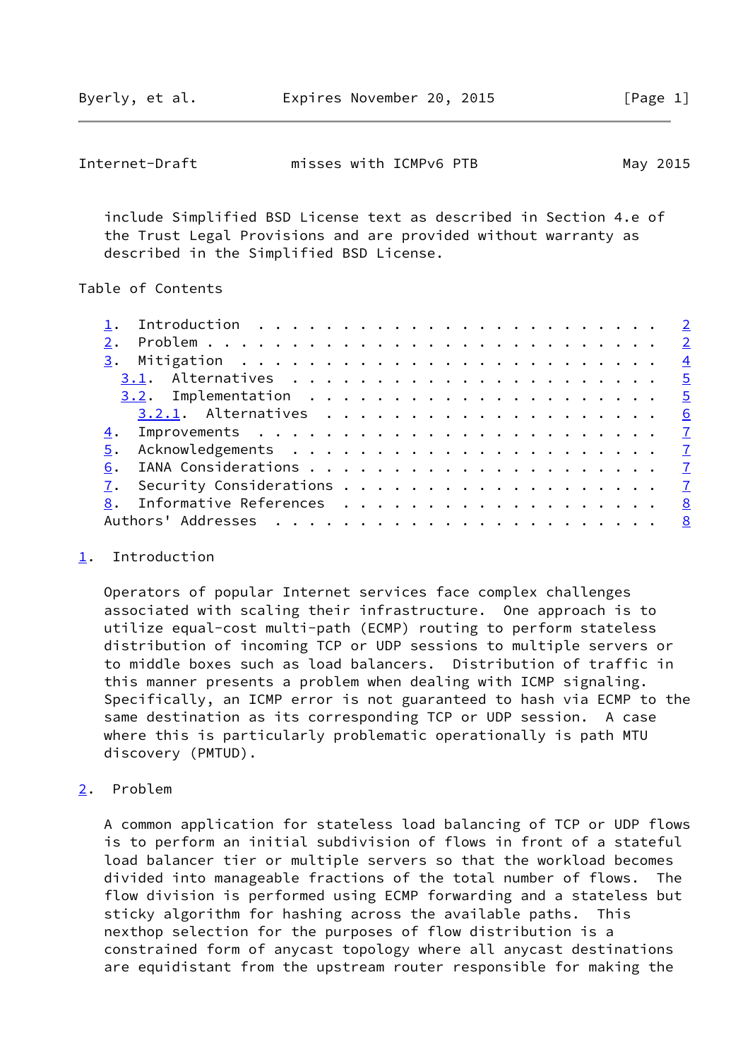include Simplified BSD License text as described in Section 4.e of the Trust Legal Provisions and are provided without warranty as described in the Simplified BSD License.

Table of Contents

- 1. Introduction . . . . . . . . . . . . . . . . . . . . . . . . 2
- 2. Problem . . . . . . . . . . . . . . . . . . . . . . . . . . . 2
- 3. Mitigation . . . . . . . . . . . . . . . . . . . . . . . . . 4
  - 3.1. Alternatives . . . . . . . . . . . . . . . . . . . . . . 5
  - 3.2. Implementation . . . . . . . . . . . . . . . . . . . . . 5
    - 3.2.1. Alternatives . . . . . . . . . . . . . . . . . . . . 6
- 4. Improvements . . . . . . . . . . . . . . . . . . . . . . . . 7
- 5. Acknowledgements . . . . . . . . . . . . . . . . . . . . . . 7
- 6. IANA Considerations . . . . . . . . . . . . . . . . . . . . . 7
- 7. Security Considerations . . . . . . . . . . . . . . . . . . . 7
- 8. Informative References . . . . . . . . . . . . . . . . . . . 8
- Authors' Addresses . . . . . . . . . . . . . . . . . . . . . . . 8

## 1. Introduction

Operators of popular Internet services face complex challenges associated with scaling their infrastructure. One approach is to utilize equal-cost multi-path (ECMP) routing to perform stateless distribution of incoming TCP or UDP sessions to multiple servers or to middle boxes such as load balancers. Distribution of traffic in this manner presents a problem when dealing with ICMP signaling. Specifically, an ICMP error is not guaranteed to hash via ECMP to the same destination as its corresponding TCP or UDP session. A case where this is particularly problematic operationally is path MTU discovery (PMTUD).

## 2. Problem

A common application for stateless load balancing of TCP or UDP flows is to perform an initial subdivision of flows in front of a stateful load balancer tier or multiple servers so that the workload becomes divided into manageable fractions of the total number of flows. The flow division is performed using ECMP forwarding and a stateless but sticky algorithm for hashing across the available paths. This nexthop selection for the purposes of flow distribution is a constrained form of anycast topology where all anycast destinations are equidistant from the upstream router responsible for making the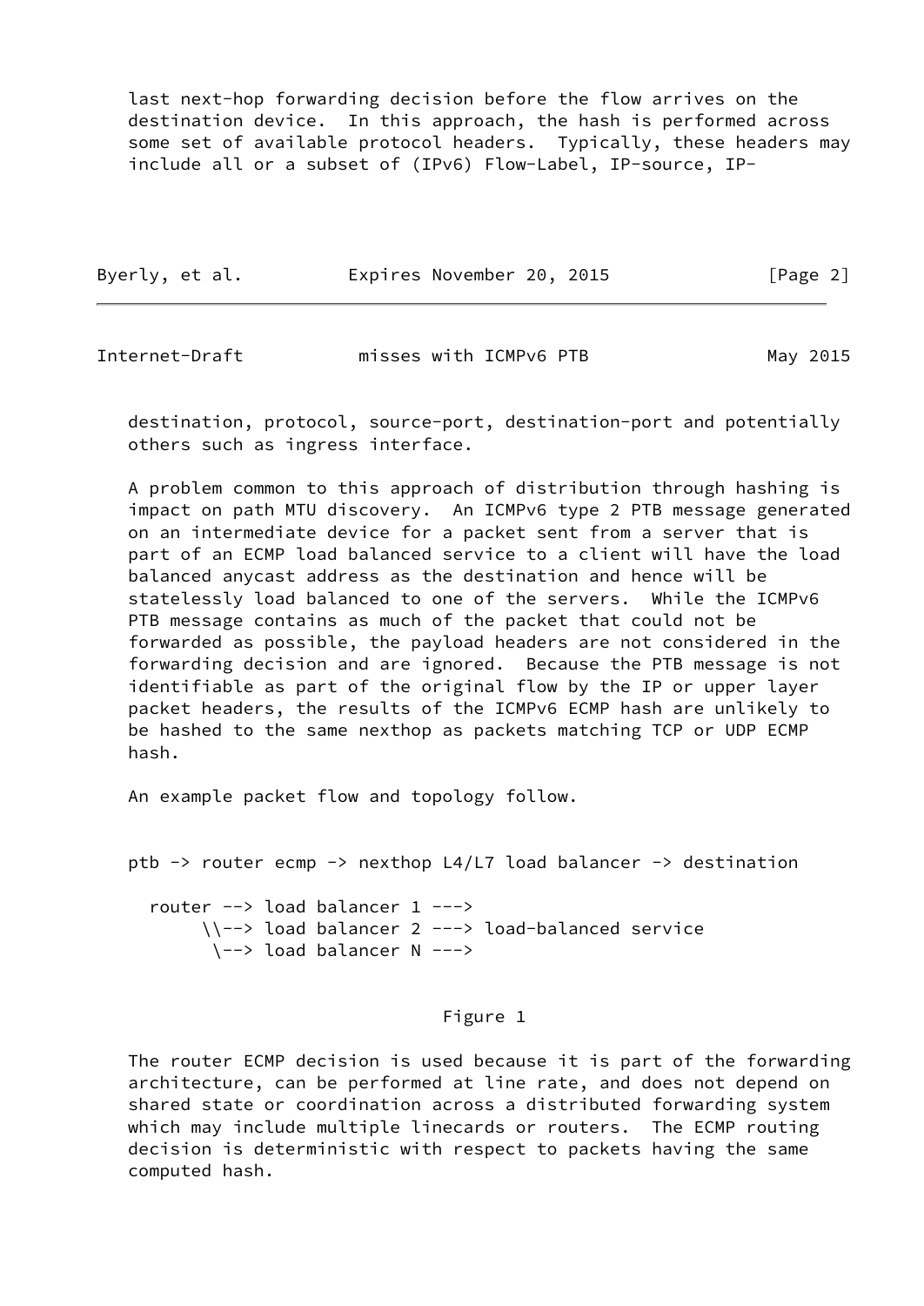last next-hop forwarding decision before the flow arrives on the destination device. In this approach, the hash is performed across some set of available protocol headers. Typically, these headers may include all or a subset of (IPv6) Flow-Label, IP-source, IP-destination, protocol, source-port, destination-port and potentially others such as ingress interface.

A problem common to this approach of distribution through hashing is impact on path MTU discovery. An ICMPv6 type 2 PTB message generated on an intermediate device for a packet sent from a server that is part of an ECMP load balanced service to a client will have the load balanced anycast address as the destination and hence will be statelessly load balanced to one of the servers. While the ICMPv6 PTB message contains as much of the packet that could not be forwarded as possible, the payload headers are not considered in the forwarding decision and are ignored. Because the PTB message is not identifiable as part of the original flow by the IP or upper layer packet headers, the results of the ICMPv6 ECMP hash are unlikely to be hashed to the same nexthop as packets matching TCP or UDP ECMP hash.

An example packet flow and topology follow.

```
ptb -> router ecmp -> nexthop L4/L7 load balancer -> destination

  router --> load balancer 1 --->
       \\--> load balancer 2 ---> load-balanced service
        \--> load balancer N --->
```

Figure 1

The router ECMP decision is used because it is part of the forwarding architecture, can be performed at line rate, and does not depend on shared state or coordination across a distributed forwarding system which may include multiple linecards or routers. The ECMP routing decision is deterministic with respect to packets having the same computed hash.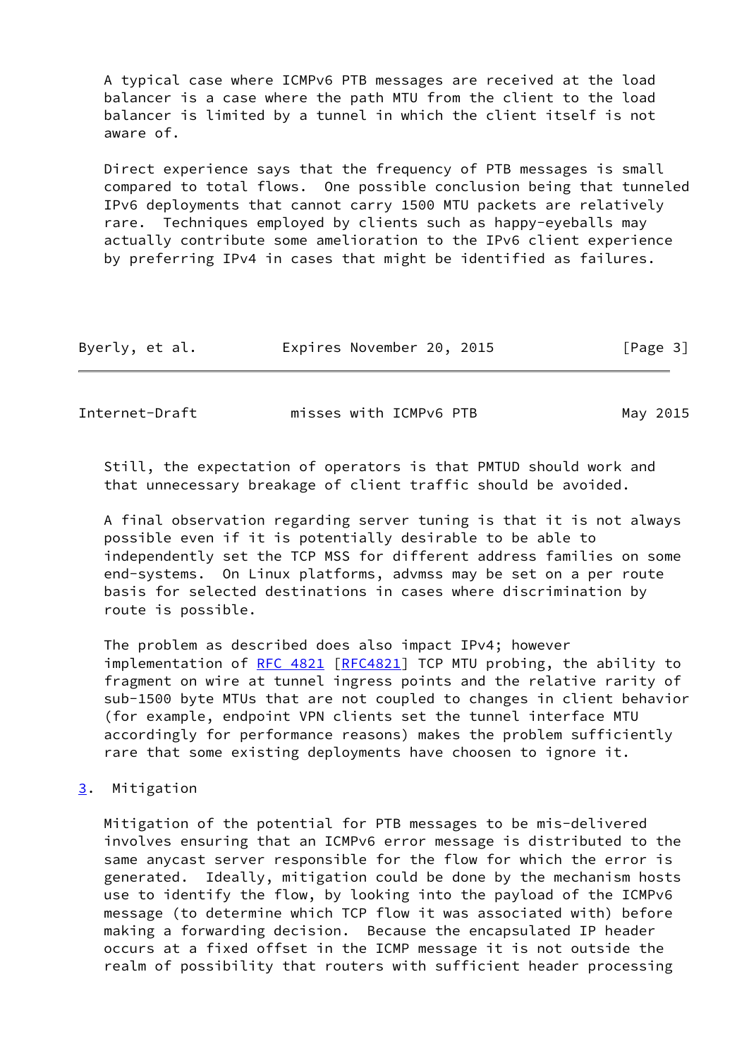A typical case where ICMPv6 PTB messages are received at the load balancer is a case where the path MTU from the client to the load balancer is limited by a tunnel in which the client itself is not aware of.

Direct experience says that the frequency of PTB messages is small compared to total flows. One possible conclusion being that tunneled IPv6 deployments that cannot carry 1500 MTU packets are relatively rare. Techniques employed by clients such as happy-eyeballs may actually contribute some amelioration to the IPv6 client experience by preferring IPv4 in cases that might be identified as failures.

Still, the expectation of operators is that PMTUD should work and that unnecessary breakage of client traffic should be avoided.

A final observation regarding server tuning is that it is not always possible even if it is potentially desirable to be able to independently set the TCP MSS for different address families on some end-systems. On Linux platforms, advmss may be set on a per route basis for selected destinations in cases where discrimination by route is possible.

The problem as described does also impact IPv4; however implementation of RFC 4821 [RFC4821] TCP MTU probing, the ability to fragment on wire at tunnel ingress points and the relative rarity of sub-1500 byte MTUs that are not coupled to changes in client behavior (for example, endpoint VPN clients set the tunnel interface MTU accordingly for performance reasons) makes the problem sufficiently rare that some existing deployments have choosen to ignore it.

## 3. Mitigation

Mitigation of the potential for PTB messages to be mis-delivered involves ensuring that an ICMPv6 error message is distributed to the same anycast server responsible for the flow for which the error is generated. Ideally, mitigation could be done by the mechanism hosts use to identify the flow, by looking into the payload of the ICMPv6 message (to determine which TCP flow it was associated with) before making a forwarding decision. Because the encapsulated IP header occurs at a fixed offset in the ICMP message it is not outside the realm of possibility that routers with sufficient header processing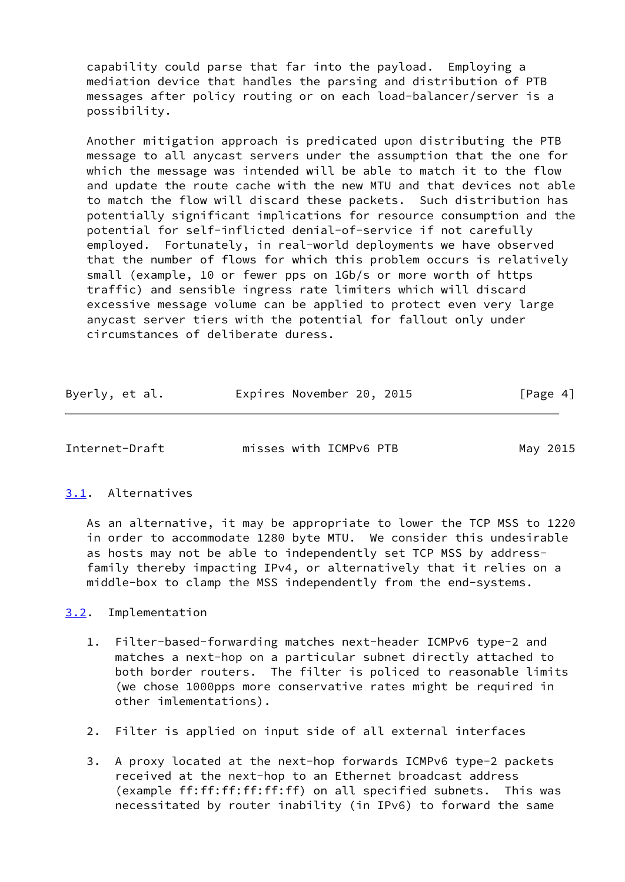capability could parse that far into the payload. Employing a mediation device that handles the parsing and distribution of PTB messages after policy routing or on each load-balancer/server is a possibility.

Another mitigation approach is predicated upon distributing the PTB message to all anycast servers under the assumption that the one for which the message was intended will be able to match it to the flow and update the route cache with the new MTU and that devices not able to match the flow will discard these packets. Such distribution has potentially significant implications for resource consumption and the potential for self-inflicted denial-of-service if not carefully employed. Fortunately, in real-world deployments we have observed that the number of flows for which this problem occurs is relatively small (example, 10 or fewer pps on 1Gb/s or more worth of https traffic) and sensible ingress rate limiters which will discard excessive message volume can be applied to protect even very large anycast server tiers with the potential for fallout only under circumstances of deliberate duress.

### 3.1. Alternatives

As an alternative, it may be appropriate to lower the TCP MSS to 1220 in order to accommodate 1280 byte MTU. We consider this undesirable as hosts may not be able to independently set TCP MSS by address-family thereby impacting IPv4, or alternatively that it relies on a middle-box to clamp the MSS independently from the end-systems.

### 3.2. Implementation

1. Filter-based-forwarding matches next-header ICMPv6 type-2 and matches a next-hop on a particular subnet directly attached to both border routers. The filter is policed to reasonable limits (we chose 1000pps more conservative rates might be required in other imlementations).

2. Filter is applied on input side of all external interfaces

3. A proxy located at the next-hop forwards ICMPv6 type-2 packets received at the next-hop to an Ethernet broadcast address (example ff:ff:ff:ff:ff:ff) on all specified subnets. This was necessitated by router inability (in IPv6) to forward the same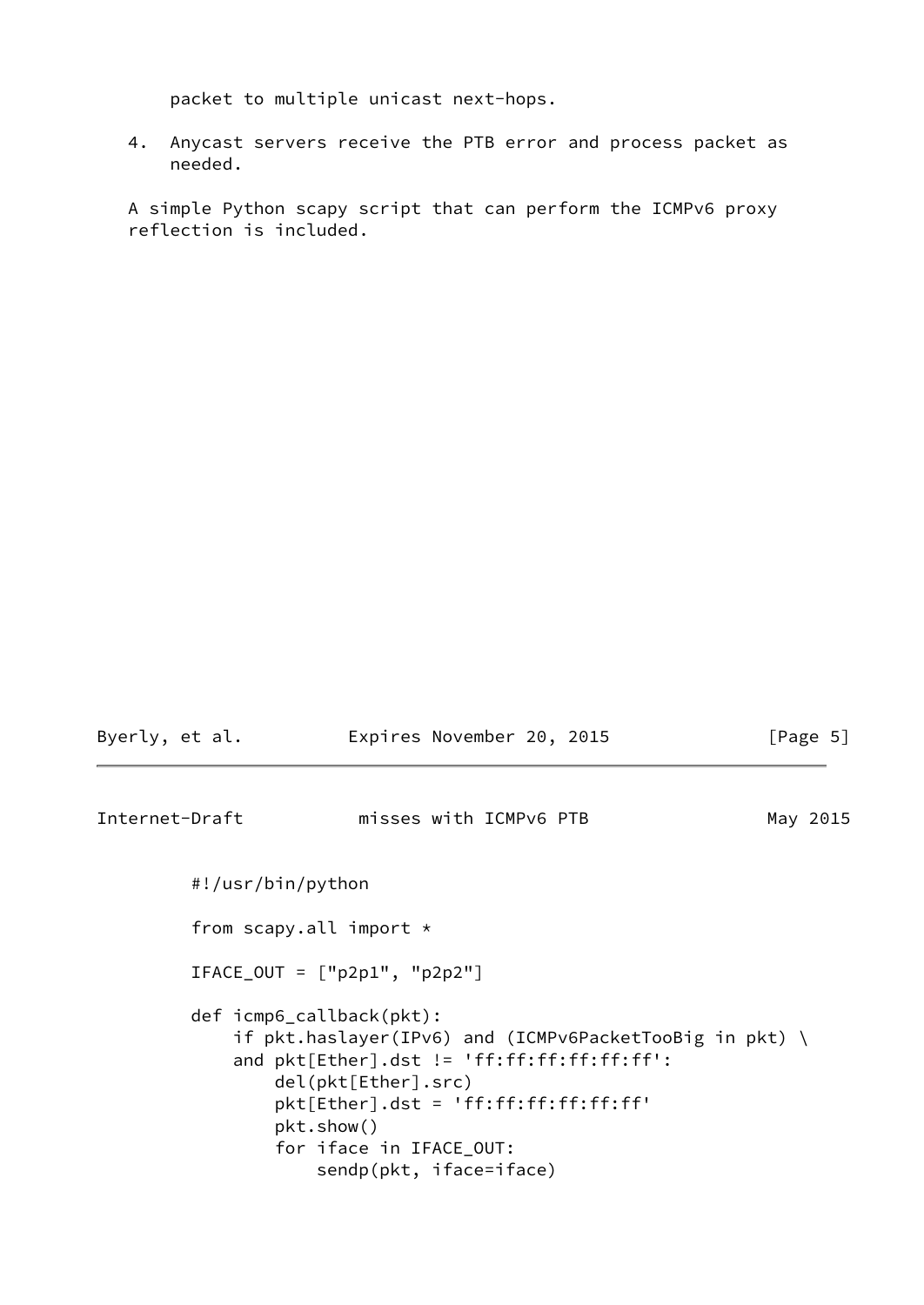packet to multiple unicast next-hops.

4. Anycast servers receive the PTB error and process packet as needed.

A simple Python scapy script that can perform the ICMPv6 proxy reflection is included.

```
#!/usr/bin/python

from scapy.all import *

IFACE_OUT = ["p2p1", "p2p2"]

def icmp6_callback(pkt):
    if pkt.haslayer(IPv6) and (ICMPv6PacketTooBig in pkt) \
    and pkt[Ether].dst != 'ff:ff:ff:ff:ff:ff':
        del(pkt[Ether].src)
        pkt[Ether].dst = 'ff:ff:ff:ff:ff:ff'
        pkt.show()
        for iface in IFACE_OUT:
            sendp(pkt, iface=iface)
```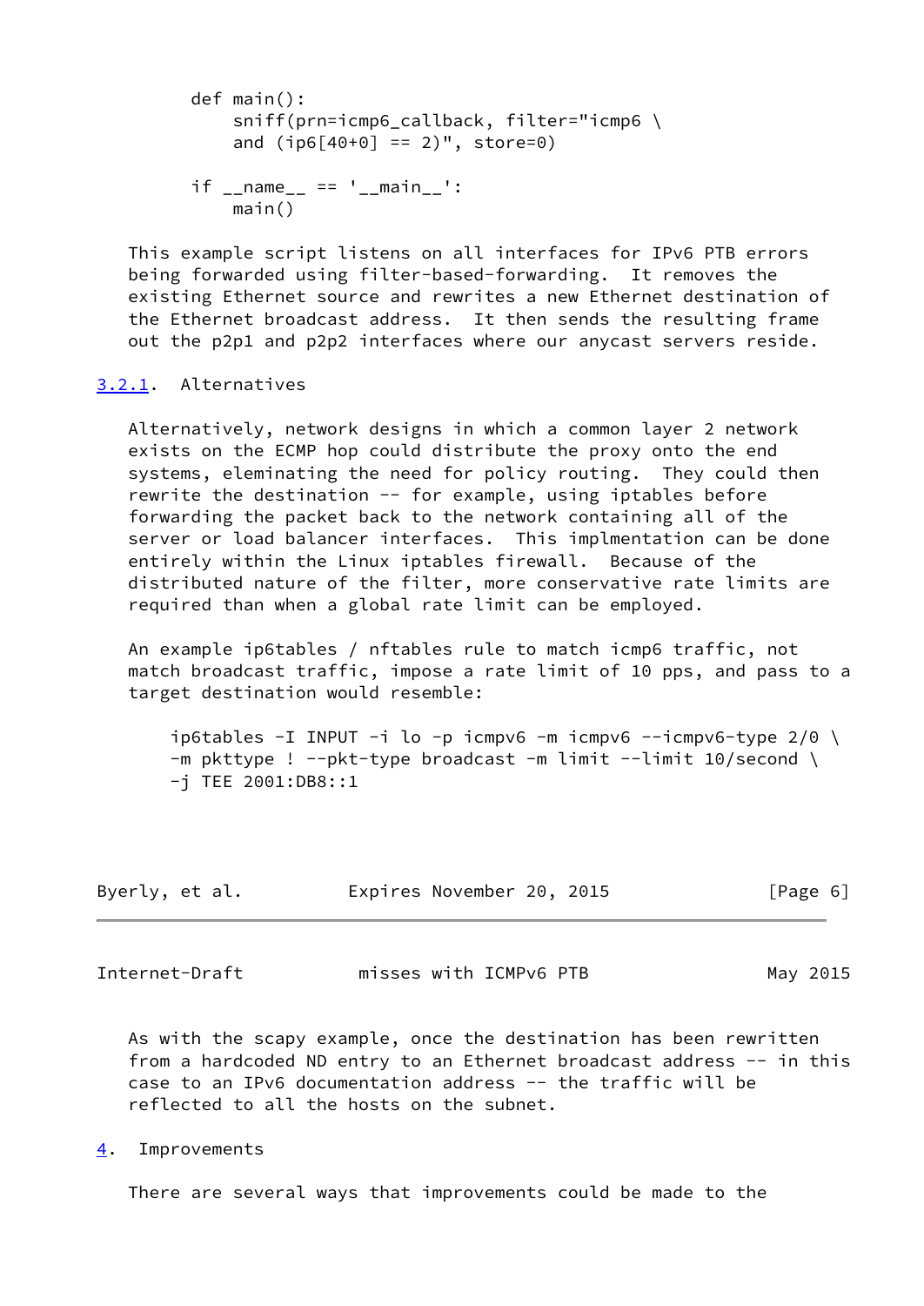```
def main():
    sniff(prn=icmp6_callback, filter="icmp6 \
    and (ip6[40+0] == 2)", store=0)

if __name__ == '__main__':
    main()
```

This example script listens on all interfaces for IPv6 PTB errors being forwarded using filter-based-forwarding. It removes the existing Ethernet source and rewrites a new Ethernet destination of the Ethernet broadcast address. It then sends the resulting frame out the p2p1 and p2p2 interfaces where our anycast servers reside.

### 3.2.1. Alternatives

Alternatively, network designs in which a common layer 2 network exists on the ECMP hop could distribute the proxy onto the end systems, eleminating the need for policy routing. They could then rewrite the destination -- for example, using iptables before forwarding the packet back to the network containing all of the server or load balancer interfaces. This implmentation can be done entirely within the Linux iptables firewall. Because of the distributed nature of the filter, more conservative rate limits are required than when a global rate limit can be employed.

An example ip6tables / nftables rule to match icmp6 traffic, not match broadcast traffic, impose a rate limit of 10 pps, and pass to a target destination would resemble:

```
ip6tables -I INPUT -i lo -p icmpv6 -m icmpv6 --icmpv6-type 2/0 \
-m pkttype ! --pkt-type broadcast -m limit --limit 10/second \
-j TEE 2001:DB8::1
```

As with the scapy example, once the destination has been rewritten from a hardcoded ND entry to an Ethernet broadcast address -- in this case to an IPv6 documentation address -- the traffic will be reflected to all the hosts on the subnet.

## 4. Improvements

There are several ways that improvements could be made to the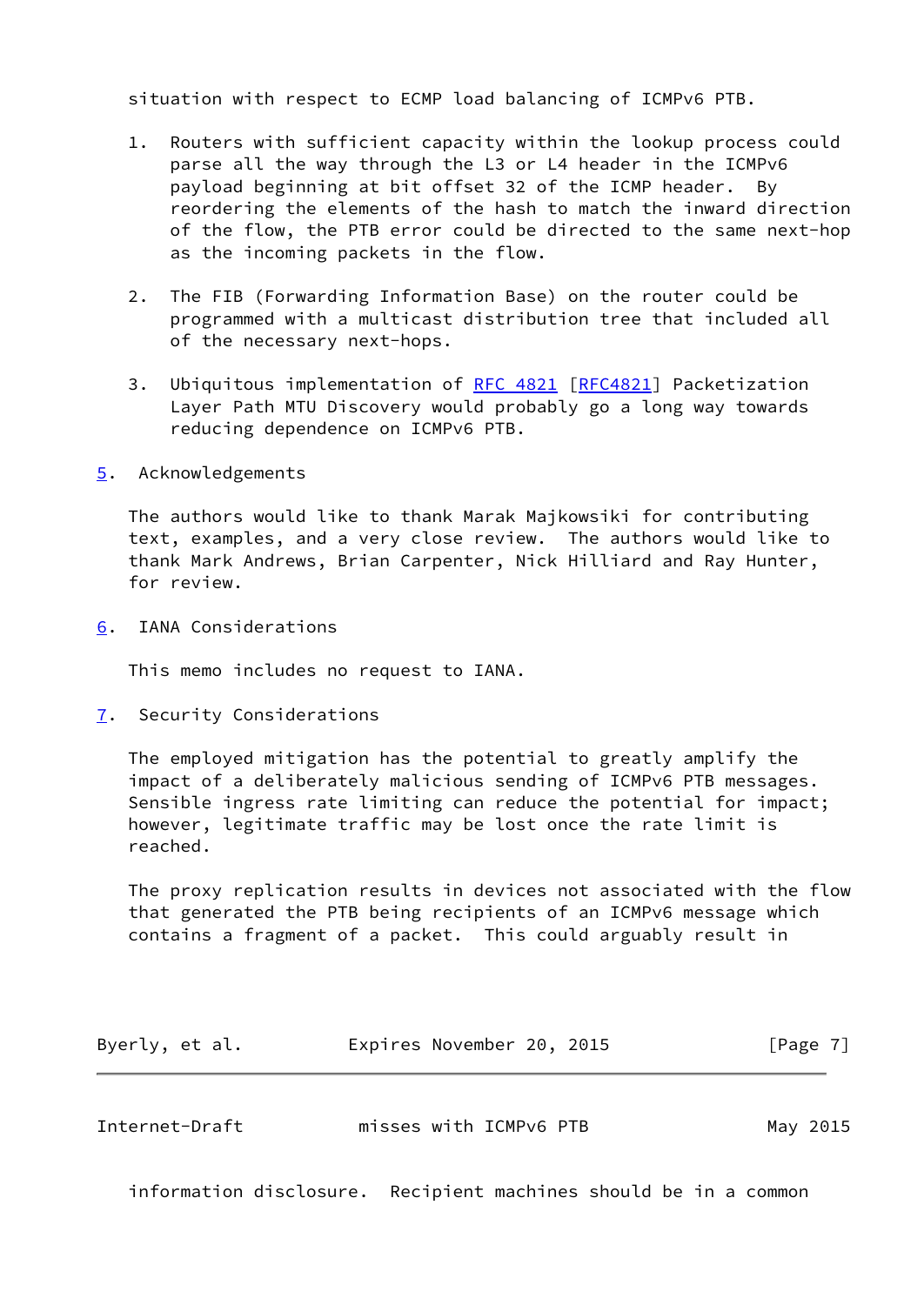situation with respect to ECMP load balancing of ICMPv6 PTB.

1. Routers with sufficient capacity within the lookup process could parse all the way through the L3 or L4 header in the ICMPv6 payload beginning at bit offset 32 of the ICMP header. By reordering the elements of the hash to match the inward direction of the flow, the PTB error could be directed to the same next-hop as the incoming packets in the flow.

2. The FIB (Forwarding Information Base) on the router could be programmed with a multicast distribution tree that included all of the necessary next-hops.

3. Ubiquitous implementation of RFC 4821 [RFC4821] Packetization Layer Path MTU Discovery would probably go a long way towards reducing dependence on ICMPv6 PTB.

## 5. Acknowledgements

The authors would like to thank Marak Majkowsiki for contributing text, examples, and a very close review. The authors would like to thank Mark Andrews, Brian Carpenter, Nick Hilliard and Ray Hunter, for review.

## 6. IANA Considerations

This memo includes no request to IANA.

## 7. Security Considerations

The employed mitigation has the potential to greatly amplify the impact of a deliberately malicious sending of ICMPv6 PTB messages. Sensible ingress rate limiting can reduce the potential for impact; however, legitimate traffic may be lost once the rate limit is reached.

The proxy replication results in devices not associated with the flow that generated the PTB being recipients of an ICMPv6 message which contains a fragment of a packet. This could arguably result in information disclosure. Recipient machines should be in a common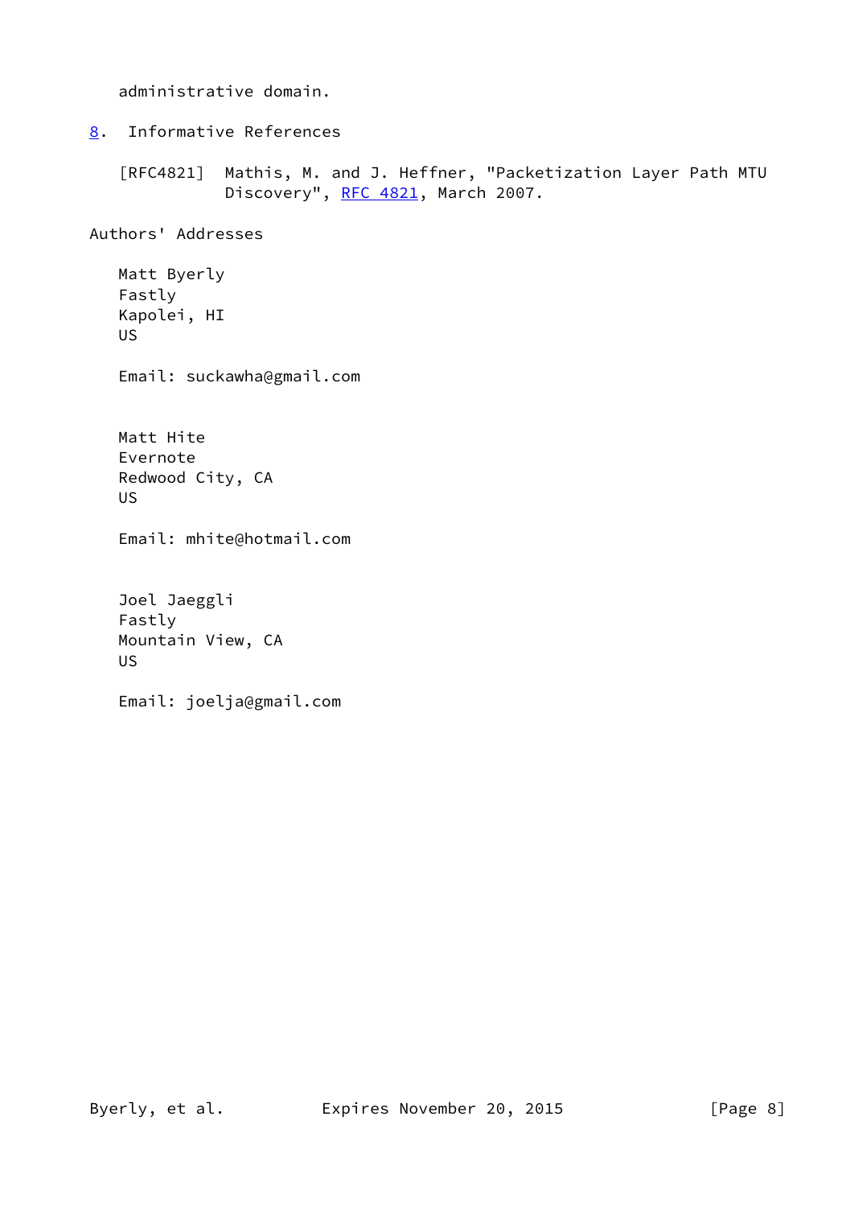administrative domain.

## 8. Informative References

[RFC4821] Mathis, M. and J. Heffner, "Packetization Layer Path MTU Discovery", RFC 4821, March 2007.

## Authors' Addresses

Matt Byerly
Fastly
Kapolei, HI
US

Email: suckawha@gmail.com

Matt Hite
Evernote
Redwood City, CA
US

Email: mhite@hotmail.com

Joel Jaeggli
Fastly
Mountain View, CA
US

Email: joelja@gmail.com